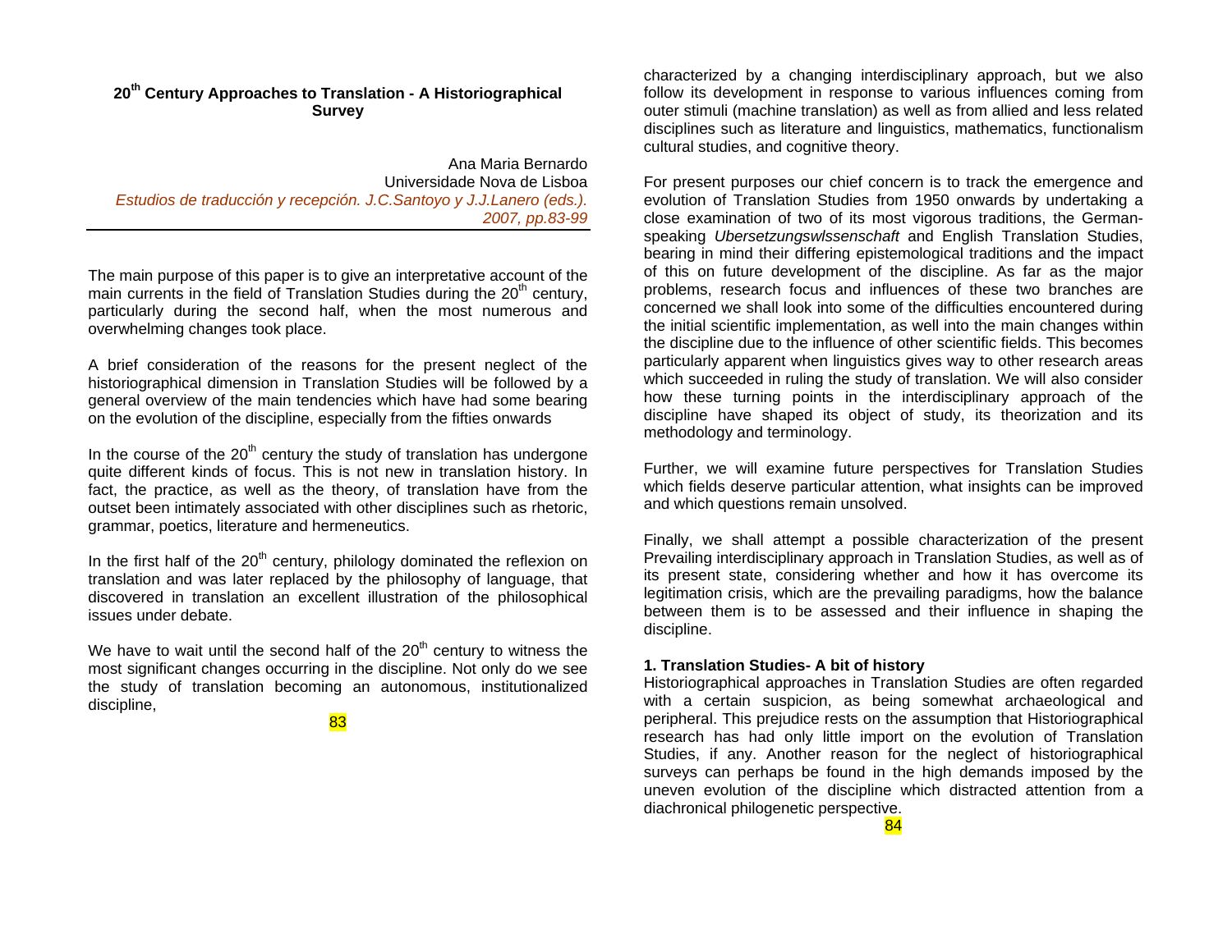# 20th Century Approaches to Translation - A Historiographical Survey

Ana Maria Bernardo
Universidade Nova de Lisboa
*Estudios de traducción y recepción. J.C.Santoyo y J.J.Lanero (eds.). 2007, pp.83-99*

---

The main purpose of this paper is to give an interpretative account of the main currents in the field of Translation Studies during the 20th century, particularly during the second half, when the most numerous and overwhelming changes took place.

A brief consideration of the reasons for the present neglect of the historiographical dimension in Translation Studies will be followed by a general overview of the main tendencies which have had some bearing on the evolution of the discipline, especially from the fifties onwards

In the course of the 20th century the study of translation has undergone quite different kinds of focus. This is not new in translation history. In fact, the practice, as well as the theory, of translation have from the outset been intimately associated with other disciplines such as rhetoric, grammar, poetics, literature and hermeneutics.

In the first half of the 20th century, philology dominated the reflexion on translation and was later replaced by the philosophy of language, that discovered in translation an excellent illustration of the philosophical issues under debate.

We have to wait until the second half of the 20th century to witness the most significant changes occurring in the discipline. Not only do we see the study of translation becoming an autonomous, institutionalized discipline, characterized by a changing interdisciplinary approach, but we also follow its development in response to various influences coming from outer stimuli (machine translation) as well as from allied and less related disciplines such as literature and linguistics, mathematics, functionalism cultural studies, and cognitive theory.

For present purposes our chief concern is to track the emergence and evolution of Translation Studies from 1950 onwards by undertaking a close examination of two of its most vigorous traditions, the German-speaking *Ubersetzungswlssenschaft* and English Translation Studies, bearing in mind their differing epistemological traditions and the impact of this on future development of the discipline. As far as the major problems, research focus and influences of these two branches are concerned we shall look into some of the difficulties encountered during the initial scientific implementation, as well as into the main changes within the discipline due to the influence of other scientific fields. This becomes particularly apparent when linguistics gives way to other research areas which succeeded in ruling the study of translation. We will also consider how these turning points in the interdisciplinary approach of the discipline have shaped its object of study, its theorization and its methodology and terminology.

Further, we will examine future perspectives for Translation Studies which fields deserve particular attention, what insights can be improved and which questions remain unsolved.

Finally, we shall attempt a possible characterization of the present Prevailing interdisciplinary approach in Translation Studies, as well as of its present state, considering whether and how it has overcome its legitimation crisis, which are the prevailing paradigms, how the balance between them is to be assessed and their influence in shaping the discipline.

## 1. Translation Studies- A bit of history

Historiographical approaches in Translation Studies are often regarded with a certain suspicion, as being somewhat archaeological and peripheral. This prejudice rests on the assumption that Historiographical research has had only little import on the evolution of Translation Studies, if any. Another reason for the neglect of historiographical surveys can perhaps be found in the high demands imposed by the uneven evolution of the discipline which distracted attention from a diachronical philogenetic perspective.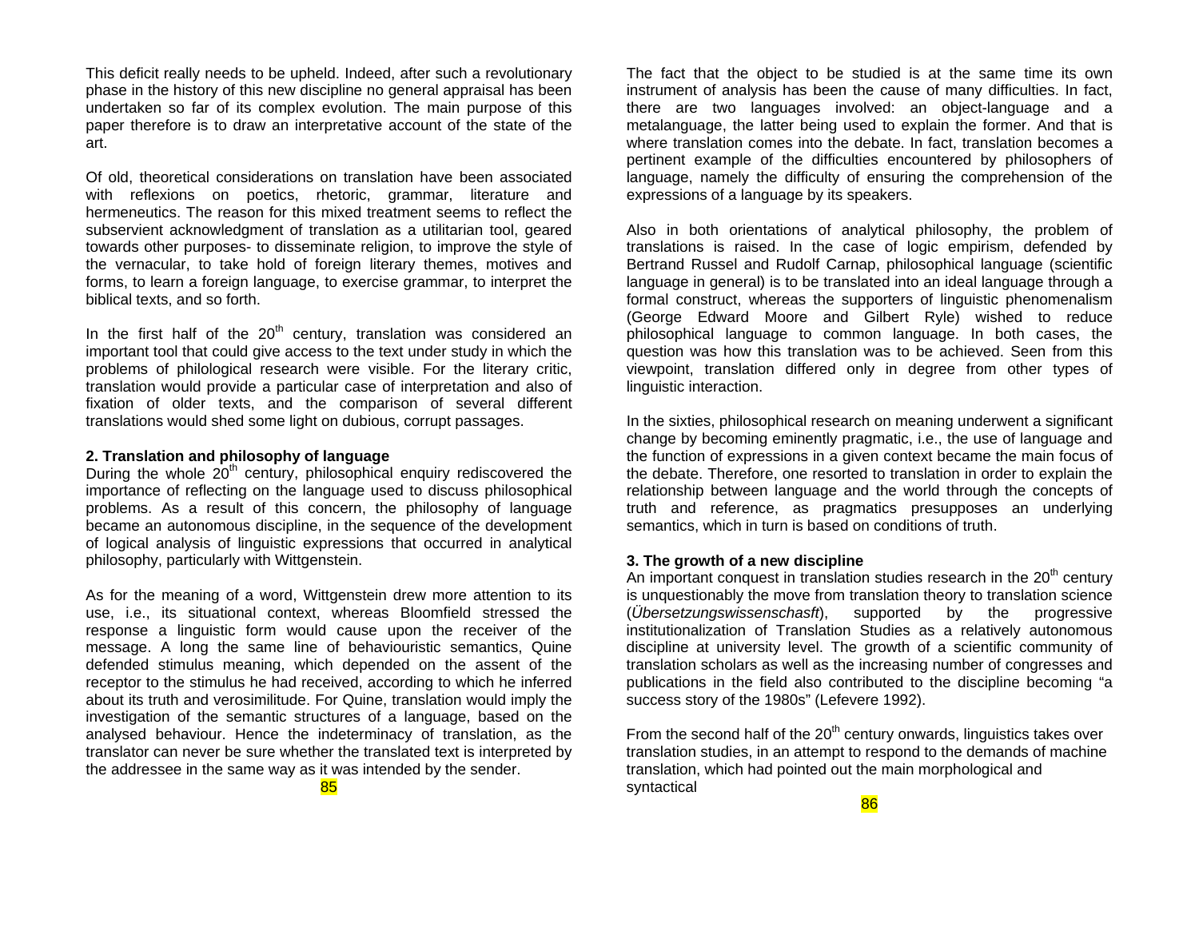This deficit really needs to be upheld. Indeed, after such a revolutionary phase in the history of this new discipline no general appraisal has been undertaken so far of its complex evolution. The main purpose of this paper therefore is to draw an interpretative account of the state of the art.

Of old, theoretical considerations on translation have been associated with reflexions on poetics, rhetoric, grammar, literature and hermeneutics. The reason for this mixed treatment seems to reflect the subservient acknowledgment of translation as a utilitarian tool, geared towards other purposes- to disseminate religion, to improve the style of the vernacular, to take hold of foreign literary themes, motives and forms, to learn a foreign language, to exercise grammar, to interpret the biblical texts, and so forth.

In the first half of the 20th century, translation was considered an important tool that could give access to the text under study in which the problems of philological research were visible. For the literary critic, translation would provide a particular case of interpretation and also of fixation of older texts, and the comparison of several different translations would shed some light on dubious, corrupt passages.

## 2. Translation and philosophy of language

During the whole 20th century, philosophical enquiry rediscovered the importance of reflecting on the language used to discuss philosophical problems. As a result of this concern, the philosophy of language became an autonomous discipline, in the sequence of the development of logical analysis of linguistic expressions that occurred in analytical philosophy, particularly with Wittgenstein.

As for the meaning of a word, Wittgenstein drew more attention to its use, i.e., its situational context, whereas Bloomfield stressed the response a linguistic form would cause upon the receiver of the message. A long the same line of behaviouristic semantics, Quine defended stimulus meaning, which depended on the assent of the receptor to the stimulus he had received, according to which he inferred about its truth and verosimilitude. For Quine, translation would imply the investigation of the semantic structures of a language, based on the analysed behaviour. Hence the indeterminacy of translation, as the translator can never be sure whether the translated text is interpreted by the addressee in the same way as it was intended by the sender.

The fact that the object to be studied is at the same time its own instrument of analysis has been the cause of many difficulties. In fact, there are two languages involved: an object-language and a metalanguage, the latter being used to explain the former. And that is where translation comes into the debate. In fact, translation becomes a pertinent example of the difficulties encountered by philosophers of language, namely the difficulty of ensuring the comprehension of the expressions of a language by its speakers.

Also in both orientations of analytical philosophy, the problem of translations is raised. In the case of logic empirism, defended by Bertrand Russel and Rudolf Carnap, philosophical language (scientific language in general) is to be translated into an ideal language through a formal construct, whereas the supporters of linguistic phenomenalism (George Edward Moore and Gilbert Ryle) wished to reduce philosophical language to common language. In both cases, the question was how this translation was to be achieved. Seen from this viewpoint, translation differed only in degree from other types of linguistic interaction.

In the sixties, philosophical research on meaning underwent a significant change by becoming eminently pragmatic, i.e., the use of language and the function of expressions in a given context became the main focus of the debate. Therefore, one resorted to translation in order to explain the relationship between language and the world through the concepts of truth and reference, as pragmatics presupposes an underlying semantics, which in turn is based on conditions of truth.

## 3. The growth of a new discipline

An important conquest in translation studies research in the 20th century is unquestionably the move from translation theory to translation science (*Übersetzungswissenschasft*), supported by the progressive institutionalization of Translation Studies as a relatively autonomous discipline at university level. The growth of a scientific community of translation scholars as well as the increasing number of congresses and publications in the field also contributed to the discipline becoming "a success story of the 1980s" (Lefevere 1992).

From the second half of the 20th century onwards, linguistics takes over translation studies, in an attempt to respond to the demands of machine translation, which had pointed out the main morphological and syntactical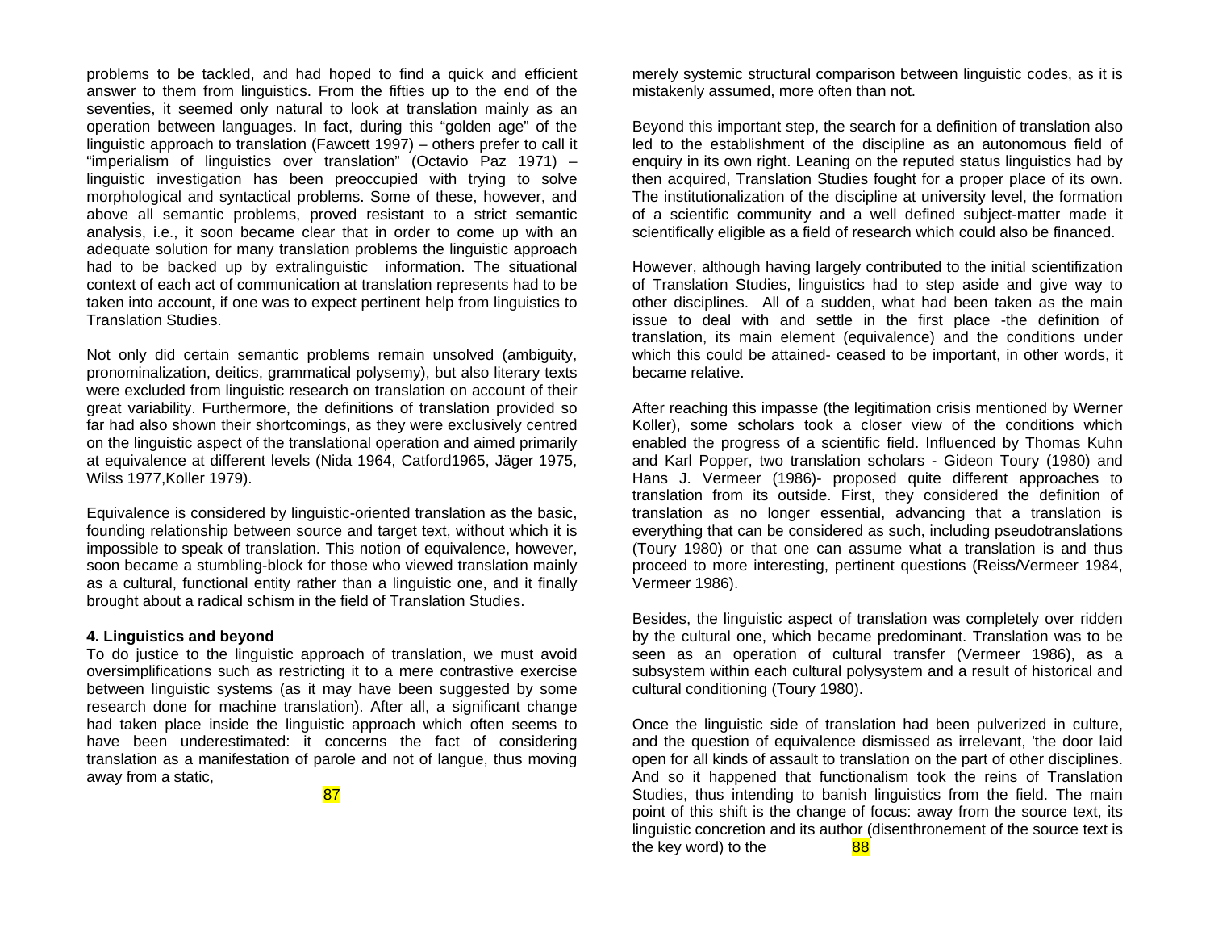problems to be tackled, and had hoped to find a quick and efficient answer to them from linguistics. From the fifties up to the end of the seventies, it seemed only natural to look at translation mainly as an operation between languages. In fact, during this "golden age" of the linguistic approach to translation (Fawcett 1997) – others prefer to call it "imperialism of linguistics over translation" (Octavio Paz 1971) – linguistic investigation has been preoccupied with trying to solve morphological and syntactical problems. Some of these, however, and above all semantic problems, proved resistant to a strict semantic analysis, i.e., it soon became clear that in order to come up with an adequate solution for many translation problems the linguistic approach had to be backed up by extralinguistic information. The situational context of each act of communication at translation represents had to be taken into account, if one was to expect pertinent help from linguistics to Translation Studies.

Not only did certain semantic problems remain unsolved (ambiguity, pronominalization, deitics, grammatical polysemy), but also literary texts were excluded from linguistic research on translation on account of their great variability. Furthermore, the definitions of translation provided so far had also shown their shortcomings, as they were exclusively centred on the linguistic aspect of the translational operation and aimed primarily at equivalence at different levels (Nida 1964, Catford1965, Jäger 1975, Wilss 1977,Koller 1979).

Equivalence is considered by linguistic-oriented translation as the basic, founding relationship between source and target text, without which it is impossible to speak of translation. This notion of equivalence, however, soon became a stumbling-block for those who viewed translation mainly as a cultural, functional entity rather than a linguistic one, and it finally brought about a radical schism in the field of Translation Studies.

**4. Linguistics and beyond**

To do justice to the linguistic approach of translation, we must avoid oversimplifications such as restricting it to a mere contrastive exercise between linguistic systems (as it may have been suggested by some research done for machine translation). After all, a significant change had taken place inside the linguistic approach which often seems to have been underestimated: it concerns the fact of considering translation as a manifestation of parole and not of langue, thus moving away from a static, merely systemic structural comparison between linguistic codes, as it is mistakenly assumed, more often than not.

Beyond this important step, the search for a definition of translation also led to the establishment of the discipline as an autonomous field of enquiry in its own right. Leaning on the reputed status linguistics had by then acquired, Translation Studies fought for a proper place of its own. The institutionalization of the discipline at university level, the formation of a scientific community and a well defined subject-matter made it scientifically eligible as a field of research which could also be financed.

However, although having largely contributed to the initial scientifization of Translation Studies, linguistics had to step aside and give way to other disciplines. All of a sudden, what had been taken as the main issue to deal with and settle in the first place -the definition of translation, its main element (equivalence) and the conditions under which this could be attained- ceased to be important, in other words, it became relative.

After reaching this impasse (the legitimation crisis mentioned by Werner Koller), some scholars took a closer view of the conditions which enabled the progress of a scientific field. Influenced by Thomas Kuhn and Karl Popper, two translation scholars - Gideon Toury (1980) and Hans J. Vermeer (1986)- proposed quite different approaches to translation from its outside. First, they considered the definition of translation as no longer essential, advancing that a translation is everything that can be considered as such, including pseudotranslations (Toury 1980) or that one can assume what a translation is and thus proceed to more interesting, pertinent questions (Reiss/Vermeer 1984, Vermeer 1986).

Besides, the linguistic aspect of translation was completely over ridden by the cultural one, which became predominant. Translation was to be seen as an operation of cultural transfer (Vermeer 1986), as a subsystem within each cultural polysystem and a result of historical and cultural conditioning (Toury 1980).

Once the linguistic side of translation had been pulverized in culture, and the question of equivalence dismissed as irrelevant, 'the door laid open for all kinds of assault to translation on the part of other disciplines. And so it happened that functionalism took the reins of Translation Studies, thus intending to banish linguistics from the field. The main point of this shift is the change of focus: away from the source text, its linguistic concretion and its author (disenthronement of the source text is the key word) to the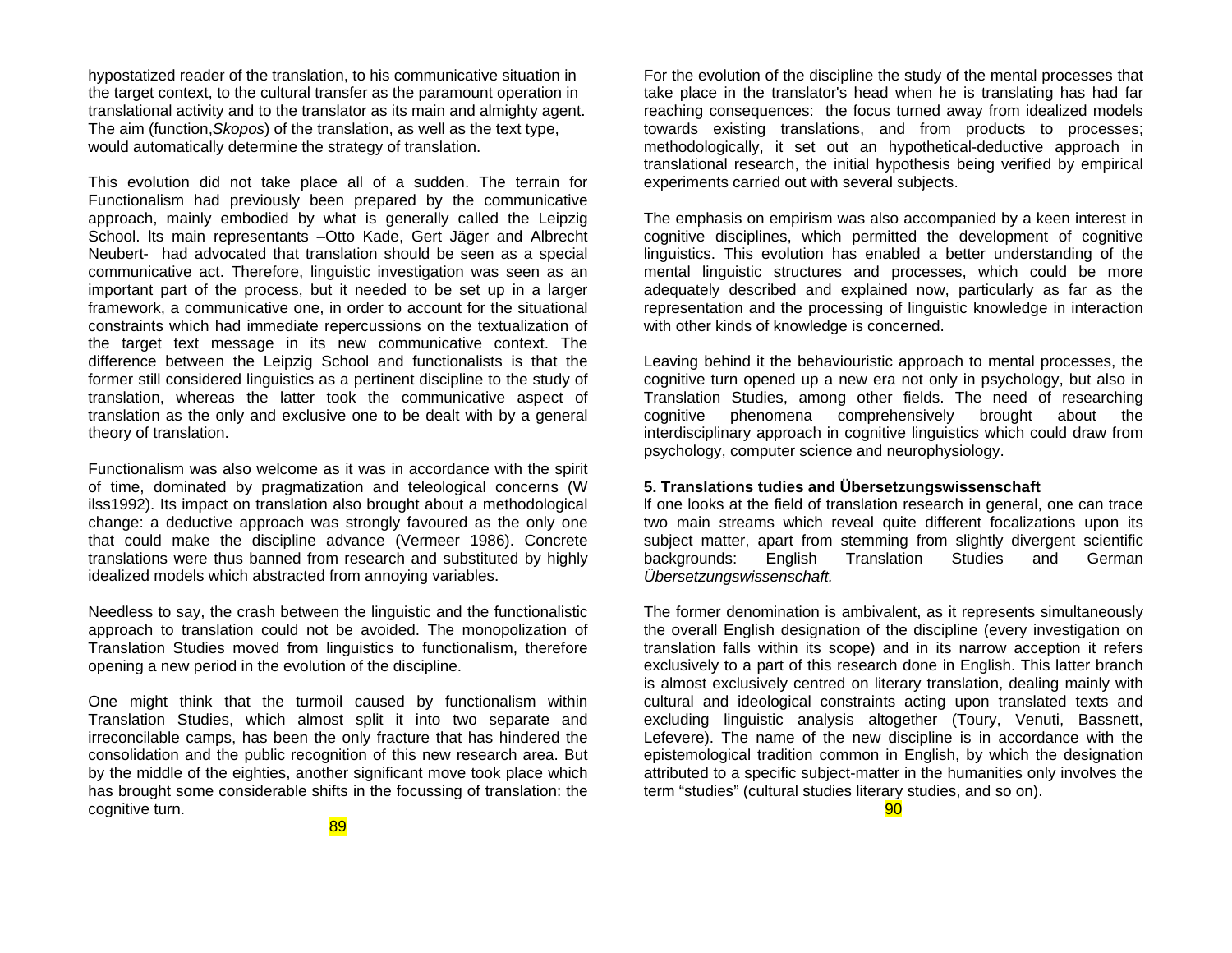hypostatized reader of the translation, to his communicative situation in the target context, to the cultural transfer as the paramount operation in translational activity and to the translator as its main and almighty agent. The aim (function,*Skopos*) of the translation, as well as the text type, would automatically determine the strategy of translation.

This evolution did not take place all of a sudden. The terrain for Functionalism had previously been prepared by the communicative approach, mainly embodied by what is generally called the Leipzig School. Its main representants –Otto Kade, Gert Jäger and Albrecht Neubert- had advocated that translation should be seen as a special communicative act. Therefore, linguistic investigation was seen as an important part of the process, but it needed to be set up in a larger framework, a communicative one, in order to account for the situational constraints which had immediate repercussions on the textualization of the target text message in its new communicative context. The difference between the Leipzig School and functionalists is that the former still considered linguistics as a pertinent discipline to the study of translation, whereas the latter took the communicative aspect of translation as the only and exclusive one to be dealt with by a general theory of translation.

Functionalism was also welcome as it was in accordance with the spirit of time, dominated by pragmatization and teleological concerns (W ilss1992). Its impact on translation also brought about a methodological change: a deductive approach was strongly favoured as the only one that could make the discipline advance (Vermeer 1986). Concrete translations were thus banned from research and substituted by highly idealized models which abstracted from annoying variables.

Needless to say, the crash between the linguistic and the functionalistic approach to translation could not be avoided. The monopolization of Translation Studies moved from linguistics to functionalism, therefore opening a new period in the evolution of the discipline.

One might think that the turmoil caused by functionalism within Translation Studies, which almost split it into two separate and irreconcilable camps, has been the only fracture that has hindered the consolidation and the public recognition of this new research area. But by the middle of the eighties, another significant move took place which has brought some considerable shifts in the focussing of translation: the cognitive turn.

For the evolution of the discipline the study of the mental processes that take place in the translator's head when he is translating has had far reaching consequences: the focus turned away from idealized models towards existing translations, and from products to processes; methodologically, it set out an hypothetical-deductive approach in translational research, the initial hypothesis being verified by empirical experiments carried out with several subjects.

The emphasis on empirism was also accompanied by a keen interest in cognitive disciplines, which permitted the development of cognitive linguistics. This evolution has enabled a better understanding of the mental linguistic structures and processes, which could be more adequately described and explained now, particularly as far as the representation and the processing of linguistic knowledge in interaction with other kinds of knowledge is concerned.

Leaving behind it the behaviouristic approach to mental processes, the cognitive turn opened up a new era not only in psychology, but also in Translation Studies, among other fields. The need of researching cognitive phenomena comprehensively brought about the interdisciplinary approach in cognitive linguistics which could draw from psychology, computer science and neurophysiology.

**5. Translations tudies and Übersetzungswissenschaft**

If one looks at the field of translation research in general, one can trace two main streams which reveal quite different focalizations upon its subject matter, apart from stemming from slightly divergent scientific backgrounds: English Translation Studies and German *Übersetzungswissenschaft.*

The former denomination is ambivalent, as it represents simultaneously the overall English designation of the discipline (every investigation on translation falls within its scope) and in its narrow acception it refers exclusively to a part of this research done in English. This latter branch is almost exclusively centred on literary translation, dealing mainly with cultural and ideological constraints acting upon translated texts and excluding linguistic analysis altogether (Toury, Venuti, Bassnett, Lefevere). The name of the new discipline is in accordance with the epistemological tradition common in English, by which the designation attributed to a specific subject-matter in the humanities only involves the term "studies" (cultural studies literary studies, and so on).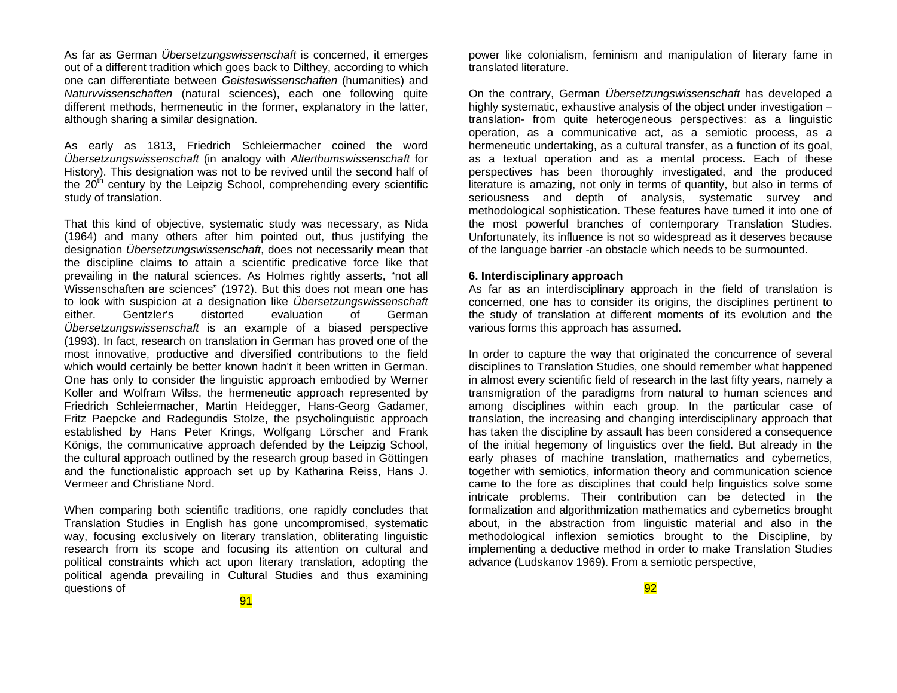As far as German *Übersetzungswissenschaft* is concerned, it emerges out of a different tradition which goes back to Dilthey, according to which one can differentiate between *Geisteswissenschaften* (humanities) and *Naturvvissenschaften* (natural sciences), each one following quite different methods, hermeneutic in the former, explanatory in the latter, although sharing a similar designation.

As early as 1813, Friedrich Schleiermacher coined the word *Übersetzungswissenschaft* (in analogy with *Alterthumswissenschaft* for History). This designation was not to be revived until the second half of the 20th century by the Leipzig School, comprehending every scientific study of translation.

That this kind of objective, systematic study was necessary, as Nida (1964) and many others after him pointed out, thus justifying the designation *Übersetzungswissenschaft*, does not necessarily mean that the discipline claims to attain a scientific predicative force like that prevailing in the natural sciences. As Holmes rightly asserts, "not all Wissenschaften are sciences" (1972). But this does not mean one has to look with suspicion at a designation like *Übersetzungswissenschaft* either. Gentzler's distorted evaluation of German *Übersetzungswissenschaft* is an example of a biased perspective (1993). In fact, research on translation in German has proved one of the most innovative, productive and diversified contributions to the field which would certainly be better known hadn't it been written in German. One has only to consider the linguistic approach embodied by Werner Koller and Wolfram Wilss, the hermeneutic approach represented by Friedrich Schleiermacher, Martin Heidegger, Hans-Georg Gadamer, Fritz Paepcke and Radegundis Stolze, the psycholinguistic approach established by Hans Peter Krings, Wolfgang Lörscher and Frank Königs, the communicative approach defended by the Leipzig School, the cultural approach outlined by the research group based in Göttingen and the functionalistic approach set up by Katharina Reiss, Hans J. Vermeer and Christiane Nord.

When comparing both scientific traditions, one rapidly concludes that Translation Studies in English has gone uncompromised, systematic way, focusing exclusively on literary translation, obliterating linguistic research from its scope and focusing its attention on cultural and political constraints which act upon literary translation, adopting the political agenda prevailing in Cultural Studies and thus examining questions of power like colonialism, feminism and manipulation of literary fame in translated literature.

On the contrary, German *Übersetzungswissenschaft* has developed a highly systematic, exhaustive analysis of the object under investigation – translation- from quite heterogeneous perspectives: as a linguistic operation, as a communicative act, as a semiotic process, as a hermeneutic undertaking, as a cultural transfer, as a function of its goal, as a textual operation and as a mental process. Each of these perspectives has been thoroughly investigated, and the produced literature is amazing, not only in terms of quantity, but also in terms of seriousness and depth of analysis, systematic survey and methodological sophistication. These features have turned it into one of the most powerful branches of contemporary Translation Studies. Unfortunately, its influence is not so widespread as it deserves because of the language barrier -an obstacle which needs to be surmounted.

**6. Interdisciplinary approach**

As far as an interdisciplinary approach in the field of translation is concerned, one has to consider its origins, the disciplines pertinent to the study of translation at different moments of its evolution and the various forms this approach has assumed.

In order to capture the way that originated the concurrence of several disciplines to Translation Studies, one should remember what happened in almost every scientific field of research in the last fifty years, namely a transmigration of the paradigms from natural to human sciences and among disciplines within each group. In the particular case of translation, the increasing and changing interdisciplinary approach that has taken the discipline by assault has been considered a consequence of the initial hegemony of linguistics over the field. But already in the early phases of machine translation, mathematics and cybernetics, together with semiotics, information theory and communication science came to the fore as disciplines that could help linguistics solve some intricate problems. Their contribution can be detected in the formalization and algorithmization mathematics and cybernetics brought about, in the abstraction from linguistic material and also in the methodological inflexion semiotics brought to the Discipline, by implementing a deductive method in order to make Translation Studies advance (Ludskanov 1969). From a semiotic perspective,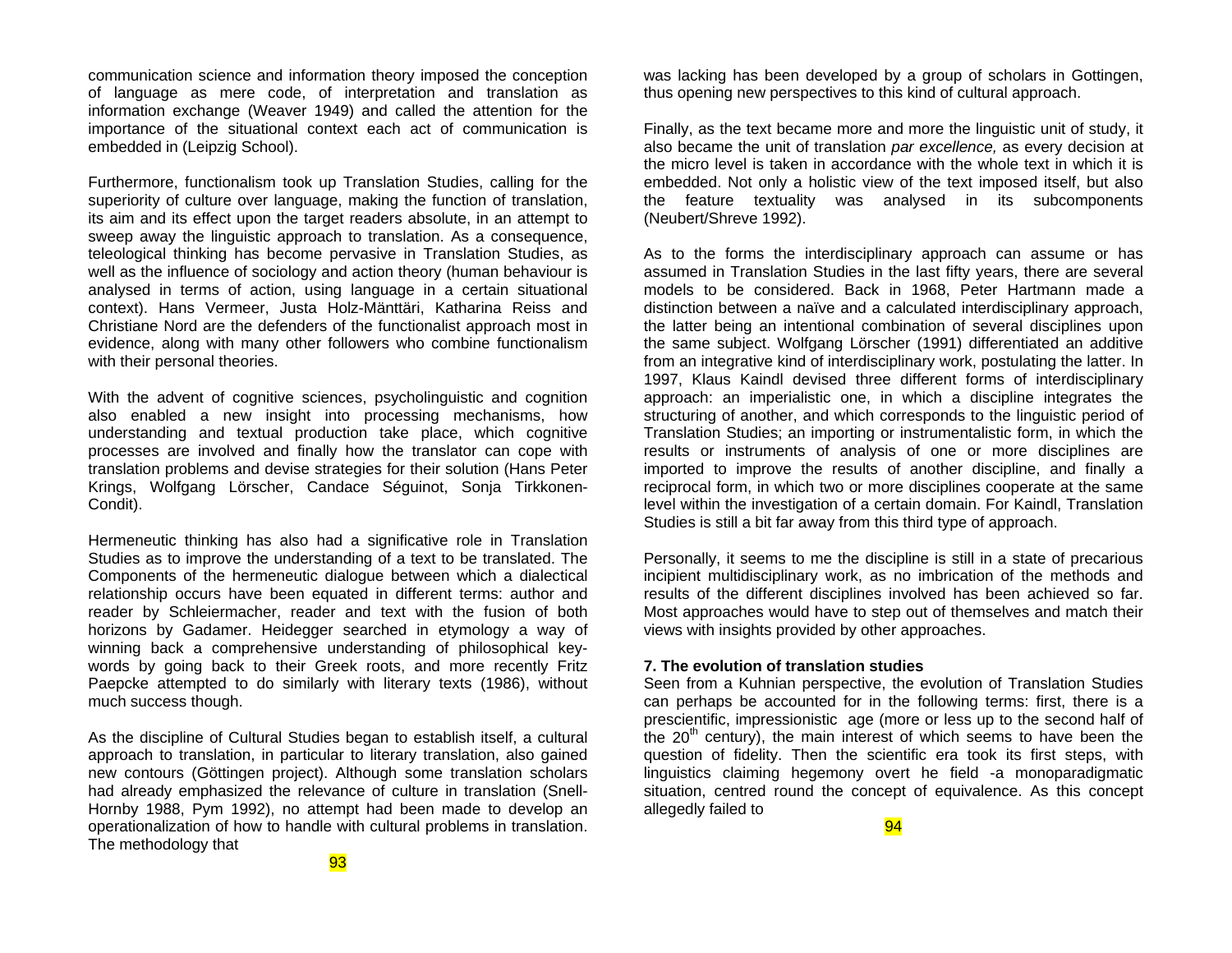communication science and information theory imposed the conception of language as mere code, of interpretation and translation as information exchange (Weaver 1949) and called the attention for the importance of the situational context each act of communication is embedded in (Leipzig School).

Furthermore, functionalism took up Translation Studies, calling for the superiority of culture over language, making the function of translation, its aim and its effect upon the target readers absolute, in an attempt to sweep away the linguistic approach to translation. As a consequence, teleological thinking has become pervasive in Translation Studies, as well as the influence of sociology and action theory (human behaviour is analysed in terms of action, using language in a certain situational context). Hans Vermeer, Justa Holz-Mänttäri, Katharina Reiss and Christiane Nord are the defenders of the functionalist approach most in evidence, along with many other followers who combine functionalism with their personal theories.

With the advent of cognitive sciences, psycholinguistic and cognition also enabled a new insight into processing mechanisms, how understanding and textual production take place, which cognitive processes are involved and finally how the translator can cope with translation problems and devise strategies for their solution (Hans Peter Krings, Wolfgang Lörscher, Candace Séguinot, Sonja Tirkkonen-Condit).

Hermeneutic thinking has also had a significative role in Translation Studies as to improve the understanding of a text to be translated. The Components of the hermeneutic dialogue between which a dialectical relationship occurs have been equated in different terms: author and reader by Schleiermacher, reader and text with the fusion of both horizons by Gadamer. Heidegger searched in etymology a way of winning back a comprehensive understanding of philosophical key-words by going back to their Greek roots, and more recently Fritz Paepcke attempted to do similarly with literary texts (1986), without much success though.

As the discipline of Cultural Studies began to establish itself, a cultural approach to translation, in particular to literary translation, also gained new contours (Göttingen project). Although some translation scholars had already emphasized the relevance of culture in translation (Snell-Hornby 1988, Pym 1992), no attempt had been made to develop an operationalization of how to handle with cultural problems in translation. The methodology that was lacking has been developed by a group of scholars in Gottingen, thus opening new perspectives to this kind of cultural approach.

Finally, as the text became more and more the linguistic unit of study, it also became the unit of translation *par excellence,* as every decision at the micro level is taken in accordance with the whole text in which it is embedded. Not only a holistic view of the text imposed itself, but also the feature textuality was analysed in its subcomponents (Neubert/Shreve 1992).

As to the forms the interdisciplinary approach can assume or has assumed in Translation Studies in the last fifty years, there are several models to be considered. Back in 1968, Peter Hartmann made a distinction between a naïve and a calculated interdisciplinary approach, the latter being an intentional combination of several disciplines upon the same subject. Wolfgang Lörscher (1991) differentiated an additive from an integrative kind of interdisciplinary work, postulating the latter. In 1997, Klaus Kaindl devised three different forms of interdisciplinary approach: an imperialistic one, in which a discipline integrates the structuring of another, and which corresponds to the linguistic period of Translation Studies; an importing or instrumentalistic form, in which the results or instruments of analysis of one or more disciplines are imported to improve the results of another discipline, and finally a reciprocal form, in which two or more disciplines cooperate at the same level within the investigation of a certain domain. For Kaindl, Translation Studies is still a bit far away from this third type of approach.

Personally, it seems to me the discipline is still in a state of precarious incipient multidisciplinary work, as no imbrication of the methods and results of the different disciplines involved has been achieved so far. Most approaches would have to step out of themselves and match their views with insights provided by other approaches.

**7. The evolution of translation studies**

Seen from a Kuhnian perspective, the evolution of Translation Studies can perhaps be accounted for in the following terms: first, there is a prescientific, impressionistic age (more or less up to the second half of the 20th century), the main interest of which seems to have been the question of fidelity. Then the scientific era took its first steps, with linguistics claiming hegemony overt he field -a monoparadigmatic situation, centred round the concept of equivalence. As this concept allegedly failed to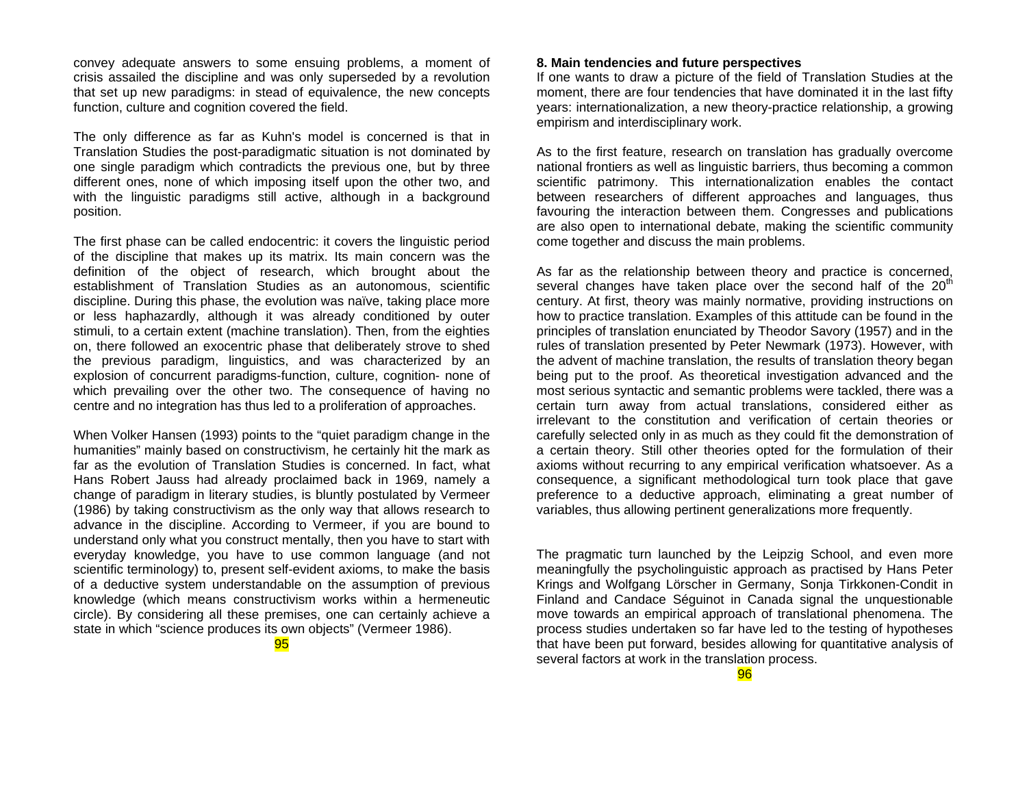convey adequate answers to some ensuing problems, a moment of crisis assailed the discipline and was only superseded by a revolution that set up new paradigms: in stead of equivalence, the new concepts function, culture and cognition covered the field.

The only difference as far as Kuhn's model is concerned is that in Translation Studies the post-paradigmatic situation is not dominated by one single paradigm which contradicts the previous one, but by three different ones, none of which imposing itself upon the other two, and with the linguistic paradigms still active, although in a background position.

The first phase can be called endocentric: it covers the linguistic period of the discipline that makes up its matrix. Its main concern was the definition of the object of research, which brought about the establishment of Translation Studies as an autonomous, scientific discipline. During this phase, the evolution was naïve, taking place more or less haphazardly, although it was already conditioned by outer stimuli, to a certain extent (machine translation). Then, from the eighties on, there followed an exocentric phase that deliberately strove to shed the previous paradigm, linguistics, and was characterized by an explosion of concurrent paradigms-function, culture, cognition- none of which prevailing over the other two. The consequence of having no centre and no integration has thus led to a proliferation of approaches.

When Volker Hansen (1993) points to the "quiet paradigm change in the humanities" mainly based on constructivism, he certainly hit the mark as far as the evolution of Translation Studies is concerned. In fact, what Hans Robert Jauss had already proclaimed back in 1969, namely a change of paradigm in literary studies, is bluntly postulated by Vermeer (1986) by taking constructivism as the only way that allows research to advance in the discipline. According to Vermeer, if you are bound to understand only what you construct mentally, then you have to start with everyday knowledge, you have to use common language (and not scientific terminology) to, present self-evident axioms, to make the basis of a deductive system understandable on the assumption of previous knowledge (which means constructivism works within a hermeneutic circle). By considering all these premises, one can certainly achieve a state in which "science produces its own objects" (Vermeer 1986).

**8. Main tendencies and future perspectives**

If one wants to draw a picture of the field of Translation Studies at the moment, there are four tendencies that have dominated it in the last fifty years: internationalization, a new theory-practice relationship, a growing empirism and interdisciplinary work.

As to the first feature, research on translation has gradually overcome national frontiers as well as linguistic barriers, thus becoming a common scientific patrimony. This internationalization enables the contact between researchers of different approaches and languages, thus favouring the interaction between them. Congresses and publications are also open to international debate, making the scientific community come together and discuss the main problems.

As far as the relationship between theory and practice is concerned, several changes have taken place over the second half of the 20th century. At first, theory was mainly normative, providing instructions on how to practice translation. Examples of this attitude can be found in the principles of translation enunciated by Theodor Savory (1957) and in the rules of translation presented by Peter Newmark (1973). However, with the advent of machine translation, the results of translation theory began being put to the proof. As theoretical investigation advanced and the most serious syntactic and semantic problems were tackled, there was a certain turn away from actual translations, considered either as irrelevant to the constitution and verification of certain theories or carefully selected only in as much as they could fit the demonstration of a certain theory. Still other theories opted for the formulation of their axioms without recurring to any empirical verification whatsoever. As a consequence, a significant methodological turn took place that gave preference to a deductive approach, eliminating a great number of variables, thus allowing pertinent generalizations more frequently.

The pragmatic turn launched by the Leipzig School, and even more meaningfully the psycholinguistic approach as practised by Hans Peter Krings and Wolfgang Lörscher in Germany, Sonja Tirkkonen-Condit in Finland and Candace Séguinot in Canada signal the unquestionable move towards an empirical approach of translational phenomena. The process studies undertaken so far have led to the testing of hypotheses that have been put forward, besides allowing for quantitative analysis of several factors at work in the translation process.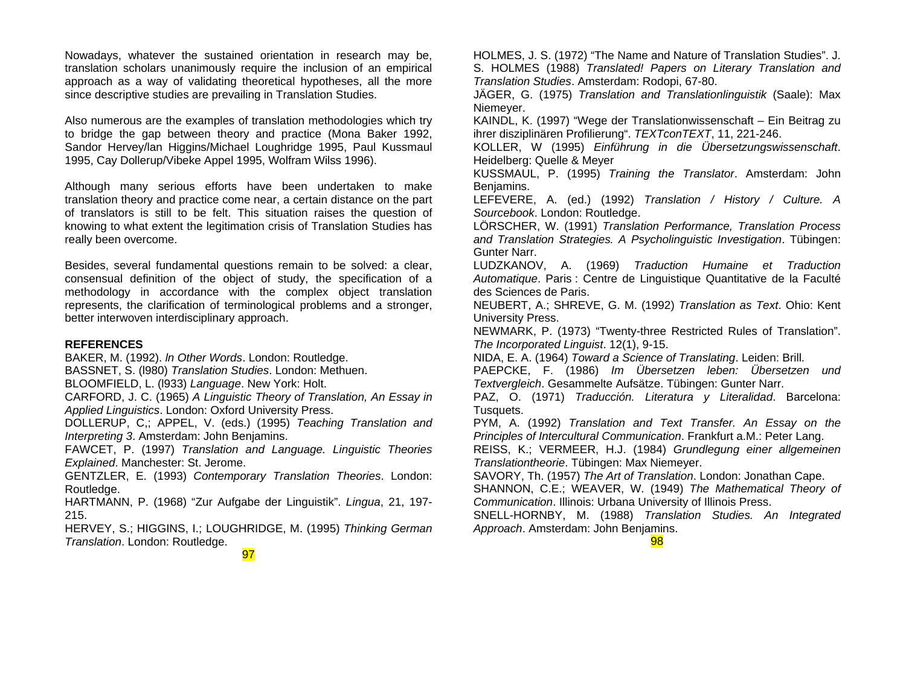Nowadays, whatever the sustained orientation in research may be, translation scholars unanimously require the inclusion of an empirical approach as a way of validating theoretical hypotheses, all the more since descriptive studies are prevailing in Translation Studies.

Also numerous are the examples of translation methodologies which try to bridge the gap between theory and practice (Mona Baker 1992, Sandor Hervey/Ian Higgins/Michael Loughridge 1995, Paul Kussmaul 1995, Cay Dollerup/Vibeke Appel 1995, Wolfram Wilss 1996).

Although many serious efforts have been undertaken to make translation theory and practice come near, a certain distance on the part of translators is still to be felt. This situation raises the question of knowing to what extent the legitimation crisis of Translation Studies has really been overcome.

Besides, several fundamental questions remain to be solved: a clear, consensual definition of the object of study, the specification of a methodology in accordance with the complex object translation represents, the clarification of terminological problems and a stronger, better interwoven interdisciplinary approach.

**REFERENCES**

BAKER, M. (1992). *In Other Words*. London: Routledge.
BASSNET, S. (l980) *Translation Studies*. London: Methuen.
BLOOMFIELD, L. (l933) *Language*. New York: Holt.
CARFORD, J. C. (1965) *A Linguistic Theory of Translation, An Essay in Applied Linguistics*. London: Oxford University Press.
DOLLERUP, C,; APPEL, V. (eds.) (1995) *Teaching Translation and Interpreting 3*. Amsterdam: John Benjamins.
FAWCET, P. (1997) *Translation and Language. Linguistic Theories Explained*. Manchester: St. Jerome.
GENTZLER, E. (1993) *Contemporary Translation Theories*. London: Routledge.
HARTMANN, P. (1968) "Zur Aufgabe der Linguistik". *Lingua*, 21, 197-215.
HERVEY, S.; HIGGINS, I.; LOUGHRIDGE, M. (1995) *Thinking German Translation*. London: Routledge.
HOLMES, J. S. (1972) "The Name and Nature of Translation Studies". J. S. HOLMES (1988) *Translated! Papers on Literary Translation and Translation Studies*. Amsterdam: Rodopi, 67-80.
JÄGER, G. (1975) *Translation and Translationlinguistik* (Saale): Max Niemeyer.
KAINDL, K. (1997) "Wege der Translationwissenschaft – Ein Beitrag zu ihrer disziplinären Profilierung". *TEXTconTEXT*, 11, 221-246.
KOLLER, W (1995) *Einführung in die Übersetzungswissenschaft*. Heidelberg: Quelle & Meyer
KUSSMAUL, P. (1995) *Training the Translator*. Amsterdam: John Benjamins.
LEFEVERE, A. (ed.) (1992) *Translation / History / Culture. A Sourcebook*. London: Routledge.
LÖRSCHER, W. (1991) *Translation Performance, Translation Process and Translation Strategies. A Psycholinguistic Investigation*. Tübingen: Gunter Narr.
LUDZKANOV, A. (1969) *Traduction Humaine et Traduction Automatique*. Paris : Centre de Linguistique Quantitative de la Faculté des Sciences de Paris.
NEUBERT, A.; SHREVE, G. M. (1992) *Translation as Text*. Ohio: Kent University Press.
NEWMARK, P. (1973) "Twenty-three Restricted Rules of Translation". *The Incorporated Linguist*. 12(1), 9-15.
NIDA, E. A. (1964) *Toward a Science of Translating*. Leiden: Brill.
PAEPCKE, F. (1986) *Im Übersetzen leben: Übersetzen und Textvergleich*. Gesammelte Aufsätze. Tübingen: Gunter Narr.
PAZ, O. (1971) *Traducción. Literatura y Literalidad*. Barcelona: Tusquets.
PYM, A. (1992) *Translation and Text Transfer. An Essay on the Principles of Intercultural Communication*. Frankfurt a.M.: Peter Lang.
REISS, K.; VERMEER, H.J. (1984) *Grundlegung einer allgemeinen Translationtheorie*. Tübingen: Max Niemeyer.
SAVORY, Th. (1957) *The Art of Translation*. London: Jonathan Cape.
SHANNON, C.E.; WEAVER, W. (1949) *The Mathematical Theory of Communication*. Illinois: Urbana University of Illinois Press.
SNELL-HORNBY, M. (1988) *Translation Studies. An Integrated Approach*. Amsterdam: John Benjamins.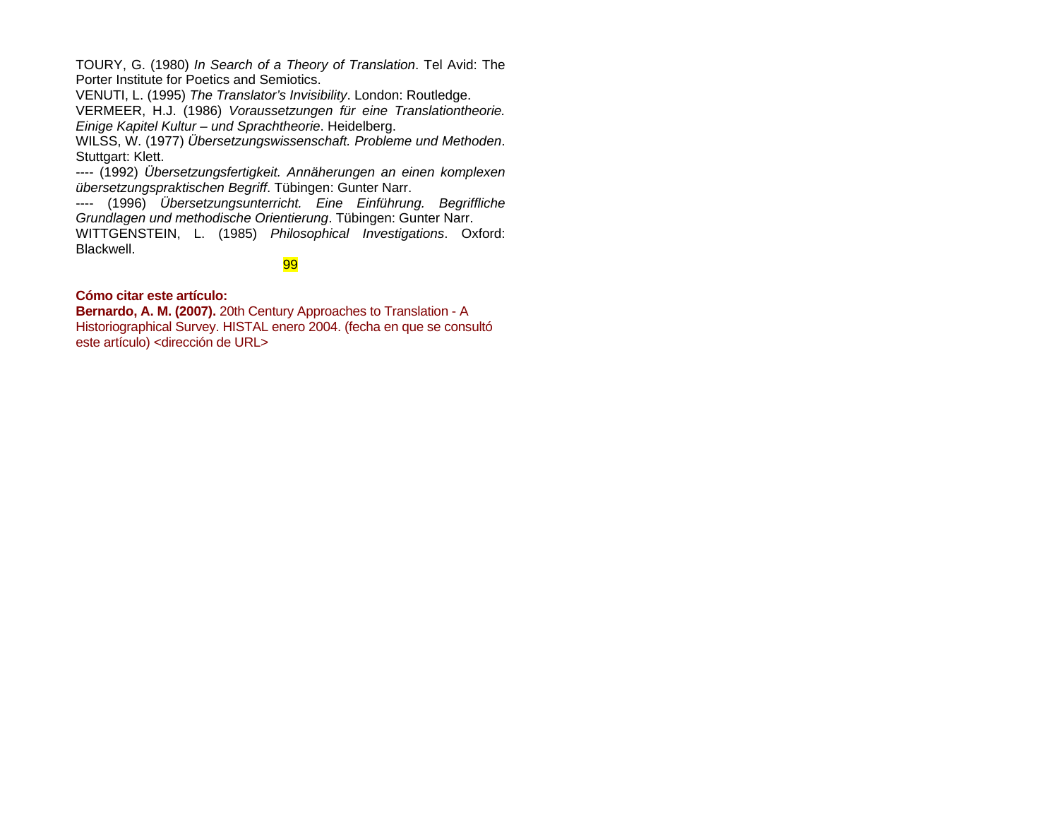TOURY, G. (1980) *In Search of a Theory of Translation*. Tel Avid: The Porter Institute for Poetics and Semiotics.

VENUTI, L. (1995) *The Translator's Invisibility*. London: Routledge.

VERMEER, H.J. (1986) *Voraussetzungen für eine Translationtheorie. Einige Kapitel Kultur – und Sprachtheorie*. Heidelberg.

WILSS, W. (1977) *Übersetzungswissenschaft. Probleme und Methoden*. Stuttgart: Klett.

---- (1992) *Übersetzungsfertigkeit. Annäherungen an einen komplexen übersetzungspraktischen Begriff*. Tübingen: Gunter Narr.

---- (1996) *Übersetzungsunterricht. Eine Einführung. Begriffliche Grundlagen und methodische Orientierung*. Tübingen: Gunter Narr.

WITTGENSTEIN, L. (1985) *Philosophical Investigations*. Oxford: Blackwell.

**Cómo citar este artículo:**

**Bernardo, A. M. (2007).** 20th Century Approaches to Translation - A Historiographical Survey. HISTAL enero 2004. (fecha en que se consultó este artículo) <dirección de URL>